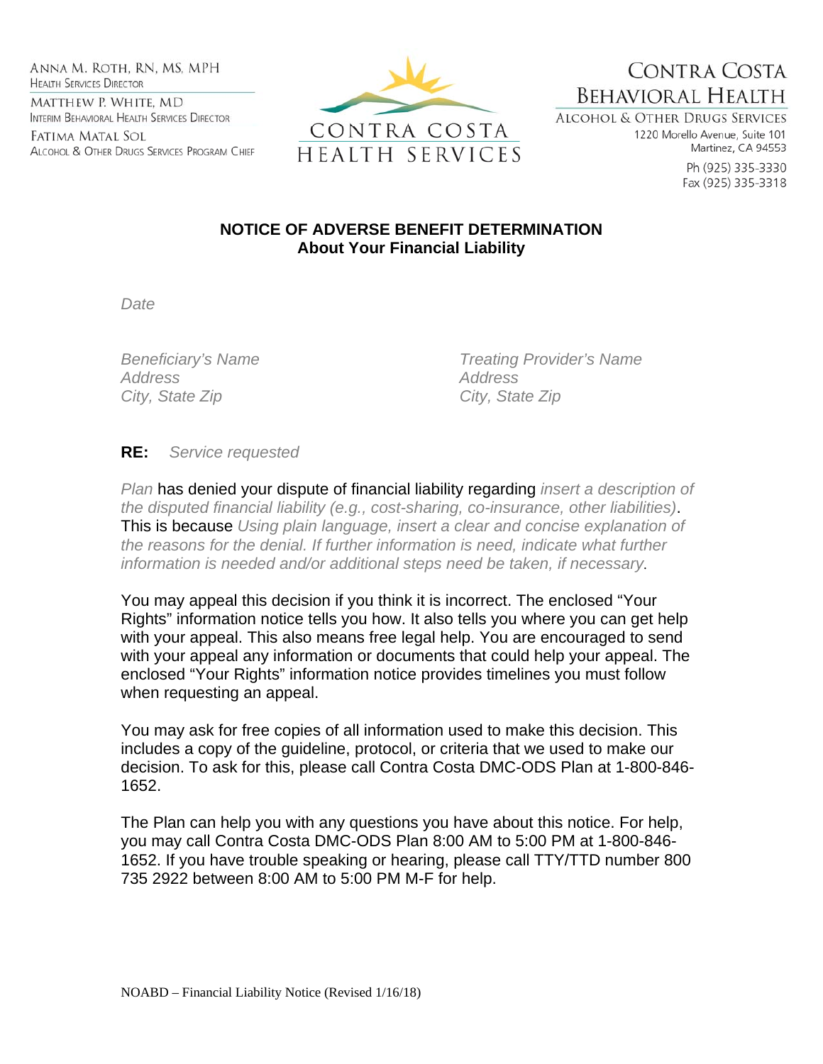ANNA M. ROTH, RN, MS, MPH
HEALTH SERVICES DIRECTOR

MATTHEW P. WHITE, MD
INTERIM BEHAVIORAL HEALTH SERVICES DIRECTOR

FATIMA MATAL SOL
ALCOHOL & OTHER DRUGS SERVICES PROGRAM CHIEF

CONTRA COSTA
HEALTH SERVICES

CONTRA COSTA
BEHAVIORAL HEALTH
ALCOHOL & OTHER DRUGS SERVICES
1220 Morello Avenue, Suite 101
Martinez, CA 94553
Ph (925) 335-3330
Fax (925) 335-3318

**NOTICE OF ADVERSE BENEFIT DETERMINATION**
**About Your Financial Liability**

*Date*

*Beneficiary's Name*
*Address*
*City, State Zip*

*Treating Provider's Name*
*Address*
*City, State Zip*

**RE:** *Service requested*

*Plan* has denied your dispute of financial liability regarding *insert a description of the disputed financial liability (e.g., cost-sharing, co-insurance, other liabilities)*. This is because *Using plain language, insert a clear and concise explanation of the reasons for the denial. If further information is need, indicate what further information is needed and/or additional steps need be taken, if necessary*.

You may appeal this decision if you think it is incorrect. The enclosed "Your Rights" information notice tells you how. It also tells you where you can get help with your appeal. This also means free legal help. You are encouraged to send with your appeal any information or documents that could help your appeal. The enclosed "Your Rights" information notice provides timelines you must follow when requesting an appeal.

You may ask for free copies of all information used to make this decision. This includes a copy of the guideline, protocol, or criteria that we used to make our decision. To ask for this, please call Contra Costa DMC-ODS Plan at 1-800-846-1652.

The Plan can help you with any questions you have about this notice. For help, you may call Contra Costa DMC-ODS Plan 8:00 AM to 5:00 PM at 1-800-846-1652. If you have trouble speaking or hearing, please call TTY/TTD number 800 735 2922 between 8:00 AM to 5:00 PM M-F for help.

NOABD – Financial Liability Notice (Revised 1/16/18)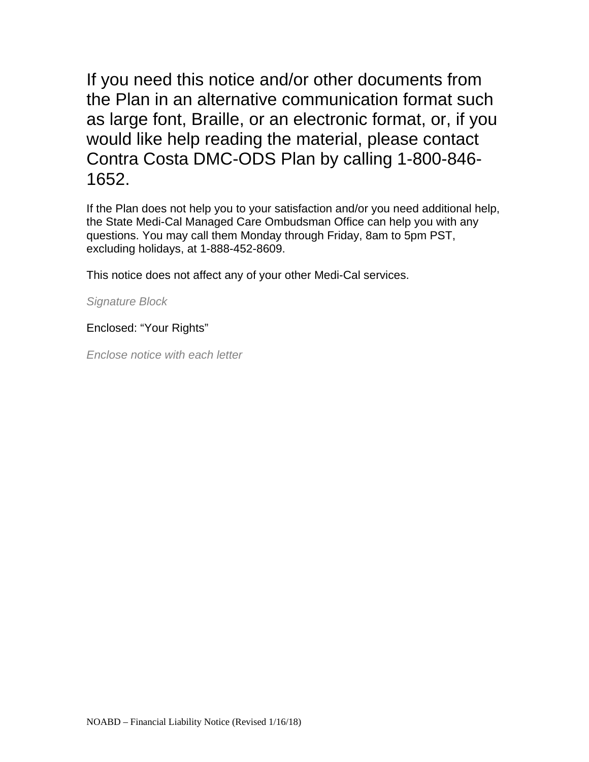If you need this notice and/or other documents from the Plan in an alternative communication format such as large font, Braille, or an electronic format, or, if you would like help reading the material, please contact Contra Costa DMC-ODS Plan by calling 1-800-846-1652.

If the Plan does not help you to your satisfaction and/or you need additional help, the State Medi-Cal Managed Care Ombudsman Office can help you with any questions. You may call them Monday through Friday, 8am to 5pm PST, excluding holidays, at 1-888-452-8609.

This notice does not affect any of your other Medi-Cal services.

*Signature Block*

Enclosed: “Your Rights”

*Enclose notice with each letter*

NOABD – Financial Liability Notice (Revised 1/16/18)